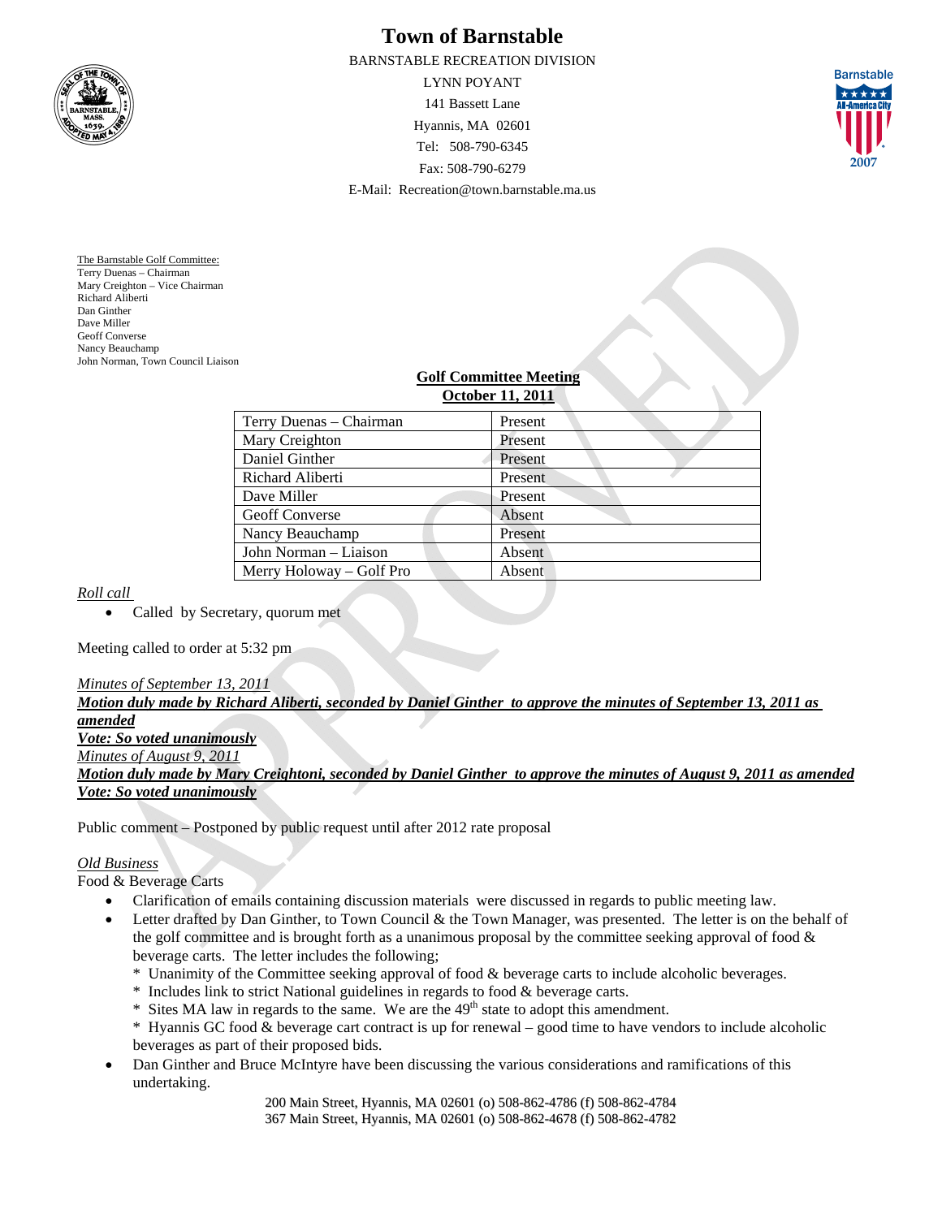# Town of Barnstable

BARNSTABLE RECREATION DIVISION

LYNN POYANT

141 Bassett Lane

Hyannis, MA 02601

Tel: 508-790-6345

Fax: 508-790-6279

E-Mail: Recreation@town.barnstable.ma.us

The Barnstable Golf Committee:
Terry Duenas – Chairman
Mary Creighton – Vice Chairman
Richard Aliberti
Dan Ginther
Dave Miller
Geoff Converse
Nancy Beauchamp
John Norman, Town Council Liaison

**Golf Committee Meeting**
**October 11, 2011**

| | |
|---|---|
| Terry Duenas – Chairman | Present |
| Mary Creighton | Present |
| Daniel Ginther | Present |
| Richard Aliberti | Present |
| Dave Miller | Present |
| Geoff Converse | Absent |
| Nancy Beauchamp | Present |
| John Norman – Liaison | Absent |
| Merry Holoway – Golf Pro | Absent |

*Roll call*

- Called by Secretary, quorum met

Meeting called to order at 5:32 pm

*Minutes of September 13, 2011*

***Motion duly made by Richard Aliberti, seconded by Daniel Ginther to approve the minutes of September 13, 2011 as amended***

***Vote: So voted unanimously***

*Minutes of August 9, 2011*

***Motion duly made by Mary Creightoni, seconded by Daniel Ginther to approve the minutes of August 9, 2011 as amended***

***Vote: So voted unanimously***

Public comment – Postponed by public request until after 2012 rate proposal

*Old Business*

Food & Beverage Carts

- Clarification of emails containing discussion materials were discussed in regards to public meeting law.
- Letter drafted by Dan Ginther, to Town Council & the Town Manager, was presented. The letter is on the behalf of the golf committee and is brought forth as a unanimous proposal by the committee seeking approval of food & beverage carts. The letter includes the following;
  * Unanimity of the Committee seeking approval of food & beverage carts to include alcoholic beverages.
  * Includes link to strict National guidelines in regards to food & beverage carts.
  * Sites MA law in regards to the same. We are the 49th state to adopt this amendment.
  * Hyannis GC food & beverage cart contract is up for renewal – good time to have vendors to include alcoholic beverages as part of their proposed bids.
- Dan Ginther and Bruce McIntyre have been discussing the various considerations and ramifications of this undertaking.

200 Main Street, Hyannis, MA 02601 (o) 508-862-4786 (f) 508-862-4784
367 Main Street, Hyannis, MA 02601 (o) 508-862-4678 (f) 508-862-4782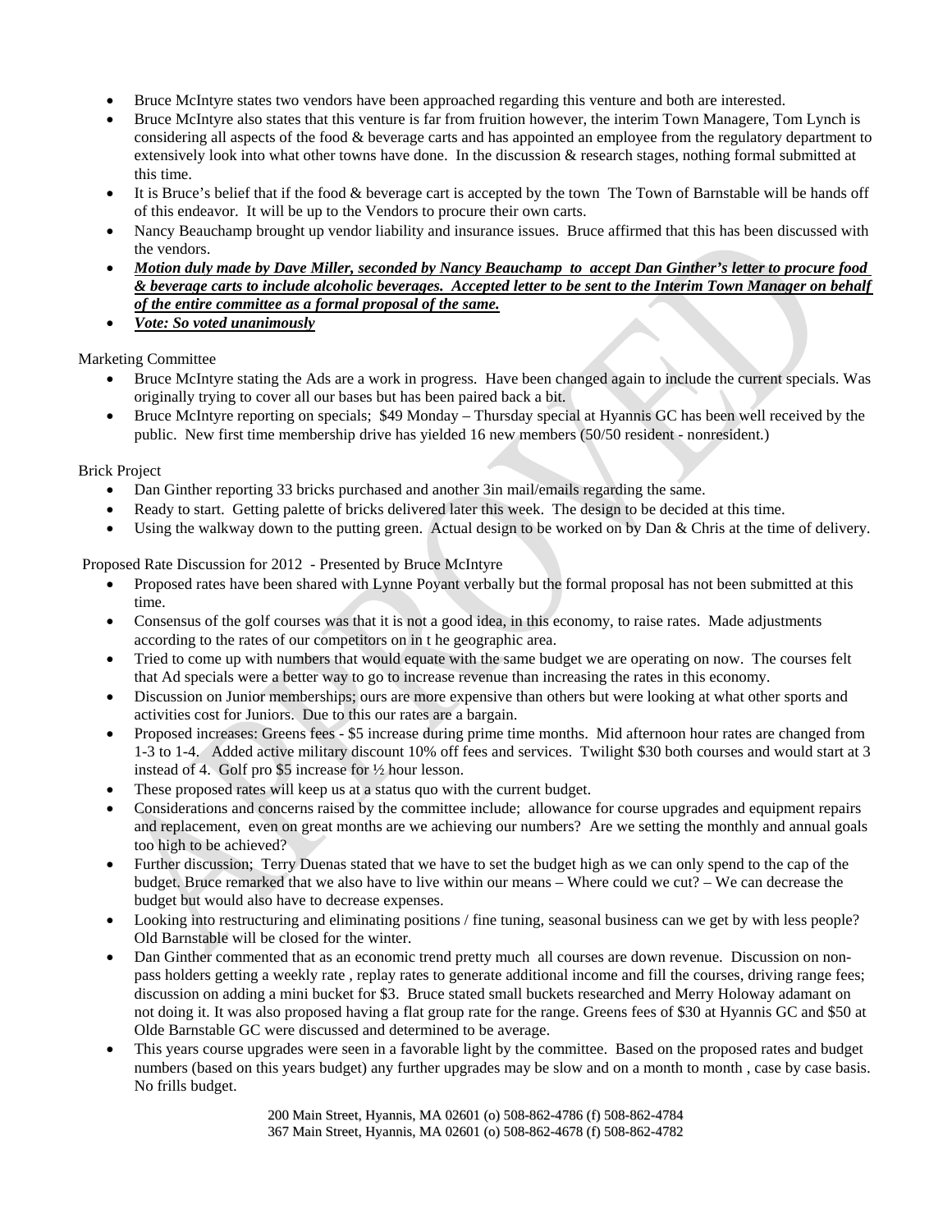- Bruce McIntyre states two vendors have been approached regarding this venture and both are interested.
- Bruce McIntyre also states that this venture is far from fruition however, the interim Town Managere, Tom Lynch is considering all aspects of the food & beverage carts and has appointed an employee from the regulatory department to extensively look into what other towns have done. In the discussion & research stages, nothing formal submitted at this time.
- It is Bruce's belief that if the food & beverage cart is accepted by the town The Town of Barnstable will be hands off of this endeavor. It will be up to the Vendors to procure their own carts.
- Nancy Beauchamp brought up vendor liability and insurance issues. Bruce affirmed that this has been discussed with the vendors.
- ***Motion duly made by Dave Miller, seconded by Nancy Beauchamp to accept Dan Ginther's letter to procure food & beverage carts to include alcoholic beverages. Accepted letter to be sent to the Interim Town Manager on behalf of the entire committee as a formal proposal of the same.***
- ***Vote: So voted unanimously***

Marketing Committee

- Bruce McIntyre stating the Ads are a work in progress. Have been changed again to include the current specials. Was originally trying to cover all our bases but has been paired back a bit.
- Bruce McIntyre reporting on specials; $49 Monday – Thursday special at Hyannis GC has been well received by the public. New first time membership drive has yielded 16 new members (50/50 resident - nonresident.)

Brick Project

- Dan Ginther reporting 33 bricks purchased and another 3in mail/emails regarding the same.
- Ready to start. Getting palette of bricks delivered later this week. The design to be decided at this time.
- Using the walkway down to the putting green. Actual design to be worked on by Dan & Chris at the time of delivery.

Proposed Rate Discussion for 2012 - Presented by Bruce McIntyre

- Proposed rates have been shared with Lynne Poyant verbally but the formal proposal has not been submitted at this time.
- Consensus of the golf courses was that it is not a good idea, in this economy, to raise rates. Made adjustments according to the rates of our competitors on in t he geographic area.
- Tried to come up with numbers that would equate with the same budget we are operating on now. The courses felt that Ad specials were a better way to go to increase revenue than increasing the rates in this economy.
- Discussion on Junior memberships; ours are more expensive than others but were looking at what other sports and activities cost for Juniors. Due to this our rates are a bargain.
- Proposed increases: Greens fees - $5 increase during prime time months. Mid afternoon hour rates are changed from 1-3 to 1-4. Added active military discount 10% off fees and services. Twilight $30 both courses and would start at 3 instead of 4. Golf pro $5 increase for ½ hour lesson.
- These proposed rates will keep us at a status quo with the current budget.
- Considerations and concerns raised by the committee include; allowance for course upgrades and equipment repairs and replacement, even on great months are we achieving our numbers? Are we setting the monthly and annual goals too high to be achieved?
- Further discussion; Terry Duenas stated that we have to set the budget high as we can only spend to the cap of the budget. Bruce remarked that we also have to live within our means – Where could we cut? – We can decrease the budget but would also have to decrease expenses.
- Looking into restructuring and eliminating positions / fine tuning, seasonal business can we get by with less people? Old Barnstable will be closed for the winter.
- Dan Ginther commented that as an economic trend pretty much all courses are down revenue. Discussion on non-pass holders getting a weekly rate , replay rates to generate additional income and fill the courses, driving range fees; discussion on adding a mini bucket for $3. Bruce stated small buckets researched and Merry Holoway adamant on not doing it. It was also proposed having a flat group rate for the range. Greens fees of $30 at Hyannis GC and $50 at Olde Barnstable GC were discussed and determined to be average.
- This years course upgrades were seen in a favorable light by the committee. Based on the proposed rates and budget numbers (based on this years budget) any further upgrades may be slow and on a month to month , case by case basis. No frills budget.

200 Main Street, Hyannis, MA 02601 (o) 508-862-4786 (f) 508-862-4784
367 Main Street, Hyannis, MA 02601 (o) 508-862-4678 (f) 508-862-4782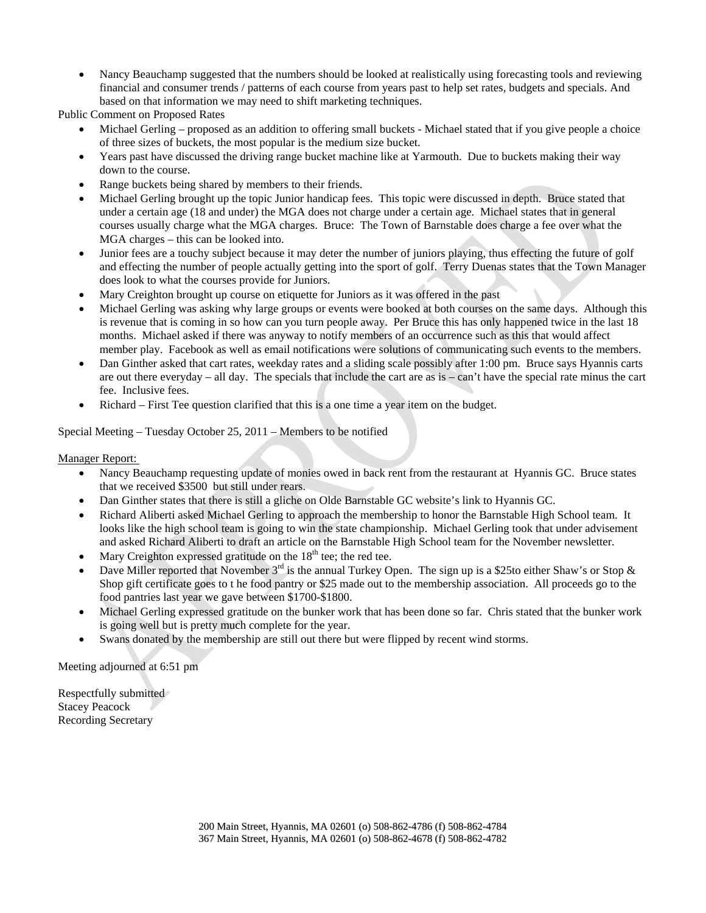- Nancy Beauchamp suggested that the numbers should be looked at realistically using forecasting tools and reviewing financial and consumer trends / patterns of each course from years past to help set rates, budgets and specials. And based on that information we may need to shift marketing techniques.

Public Comment on Proposed Rates

- Michael Gerling – proposed as an addition to offering small buckets - Michael stated that if you give people a choice of three sizes of buckets, the most popular is the medium size bucket.
- Years past have discussed the driving range bucket machine like at Yarmouth. Due to buckets making their way down to the course.
- Range buckets being shared by members to their friends.
- Michael Gerling brought up the topic Junior handicap fees. This topic were discussed in depth. Bruce stated that under a certain age (18 and under) the MGA does not charge under a certain age. Michael states that in general courses usually charge what the MGA charges. Bruce: The Town of Barnstable does charge a fee over what the MGA charges – this can be looked into.
- Junior fees are a touchy subject because it may deter the number of juniors playing, thus effecting the future of golf and effecting the number of people actually getting into the sport of golf. Terry Duenas states that the Town Manager does look to what the courses provide for Juniors.
- Mary Creighton brought up course on etiquette for Juniors as it was offered in the past
- Michael Gerling was asking why large groups or events were booked at both courses on the same days. Although this is revenue that is coming in so how can you turn people away. Per Bruce this has only happened twice in the last 18 months. Michael asked if there was anyway to notify members of an occurrence such as this that would affect member play. Facebook as well as email notifications were solutions of communicating such events to the members.
- Dan Ginther asked that cart rates, weekday rates and a sliding scale possibly after 1:00 pm. Bruce says Hyannis carts are out there everyday – all day. The specials that include the cart are as is – can't have the special rate minus the cart fee. Inclusive fees.
- Richard – First Tee question clarified that this is a one time a year item on the budget.

Special Meeting – Tuesday October 25, 2011 – Members to be notified

Manager Report:

- Nancy Beauchamp requesting update of monies owed in back rent from the restaurant at Hyannis GC. Bruce states that we received $3500 but still under rears.
- Dan Ginther states that there is still a gliche on Olde Barnstable GC website's link to Hyannis GC.
- Richard Aliberti asked Michael Gerling to approach the membership to honor the Barnstable High School team. It looks like the high school team is going to win the state championship. Michael Gerling took that under advisement and asked Richard Aliberti to draft an article on the Barnstable High School team for the November newsletter.
- Mary Creighton expressed gratitude on the 18th tee; the red tee.
- Dave Miller reported that November 3rd is the annual Turkey Open. The sign up is a $25to either Shaw's or Stop & Shop gift certificate goes to t he food pantry or $25 made out to the membership association. All proceeds go to the food pantries last year we gave between $1700-$1800.
- Michael Gerling expressed gratitude on the bunker work that has been done so far. Chris stated that the bunker work is going well but is pretty much complete for the year.
- Swans donated by the membership are still out there but were flipped by recent wind storms.

Meeting adjourned at 6:51 pm

Respectfully submitted
Stacey Peacock
Recording Secretary

200 Main Street, Hyannis, MA 02601 (o) 508-862-4786 (f) 508-862-4784
367 Main Street, Hyannis, MA 02601 (o) 508-862-4678 (f) 508-862-4782